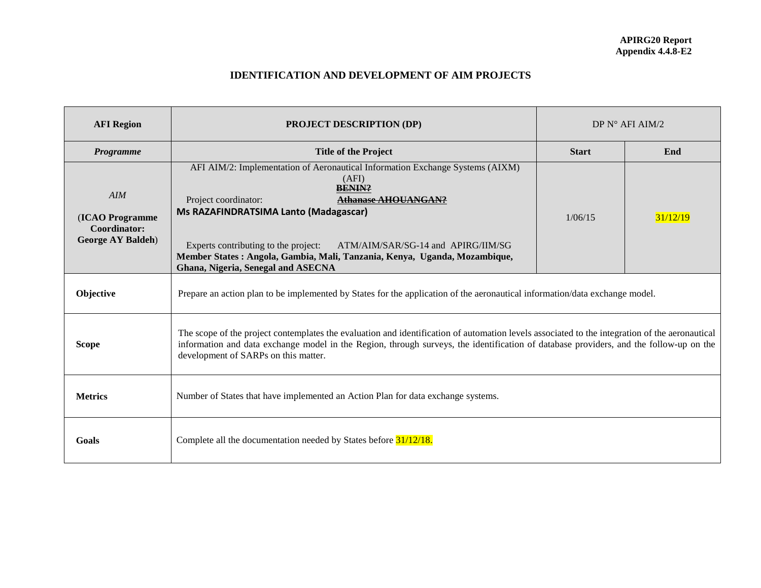APIRG20 Report
Appendix 4.4.8-E2

# IDENTIFICATION AND DEVELOPMENT OF AIM PROJECTS

| **AFI Region** | **PROJECT DESCRIPTION (DP)** | DP N° AFI AIM/2 | |
|---|---|---|---|
| ***Programme*** | **Title of the Project** | **Start** | **End** |
| *AIM*<br><br>(**ICAO Programme Coordinator: George AY Baldeh**) | AFI AIM/2: Implementation of Aeronautical Information Exchange Systems (AIXM) (AFI)<br>~~**BENIN?**~~<br>Project coordinator: ~~**Athanase AHOUANGAN?**~~<br>**Ms RAZAFINDRATSIMA Lanto (Madagascar)**<br><br>Experts contributing to the project: ATM/AIM/SAR/SG-14 and APIRG/IIM/SG<br>**Member States : Angola, Gambia, Mali, Tanzania, Kenya, Uganda, Mozambique, Ghana, Nigeria, Senegal and ASECNA** | 1/06/15 | 31/12/19 |
| **Objective** | Prepare an action plan to be implemented by States for the application of the aeronautical information/data exchange model. | | |
| **Scope** | The scope of the project contemplates the evaluation and identification of automation levels associated to the integration of the aeronautical information and data exchange model in the Region, through surveys, the identification of database providers, and the follow-up on the development of SARPs on this matter. | | |
| **Metrics** | Number of States that have implemented an Action Plan for data exchange systems. | | |
| **Goals** | Complete all the documentation needed by States before 31/12/18. | | |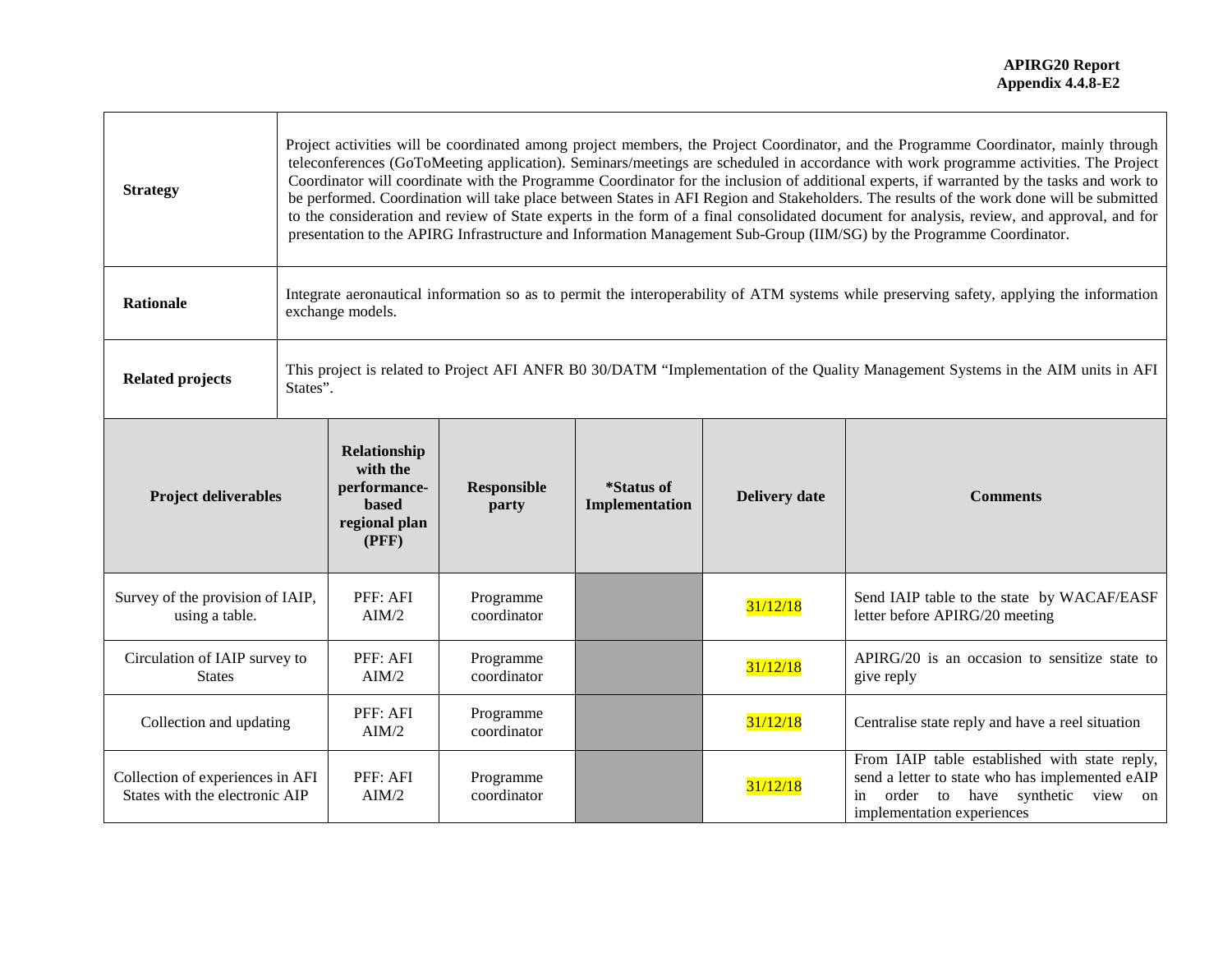| | |
|---|---|
| **Strategy** | Project activities will be coordinated among project members, the Project Coordinator, and the Programme Coordinator, mainly through teleconferences (GoToMeeting application). Seminars/meetings are scheduled in accordance with work programme activities. The Project Coordinator will coordinate with the Programme Coordinator for the inclusion of additional experts, if warranted by the tasks and work to be performed. Coordination will take place between States in AFI Region and Stakeholders. The results of the work done will be submitted to the consideration and review of State experts in the form of a final consolidated document for analysis, review, and approval, and for presentation to the APIRG Infrastructure and Information Management Sub-Group (IIM/SG) by the Programme Coordinator. |
| **Rationale** | Integrate aeronautical information so as to permit the interoperability of ATM systems while preserving safety, applying the information exchange models. |
| **Related projects** | This project is related to Project AFI ANFR B0 30/DATM "Implementation of the Quality Management Systems in the AIM units in AFI States". |

| Project deliverables | Relationship with the performance-based regional plan (PFF) | Responsible party | *Status of Implementation | Delivery date | Comments |
|---|---|---|---|---|---|
| Survey of the provision of IAIP, using a table. | PFF: AFI AIM/2 | Programme coordinator | | 31/12/18 | Send IAIP table to the state by WACAF/EASF letter before APIRG/20 meeting |
| Circulation of IAIP survey to States | PFF: AFI AIM/2 | Programme coordinator | | 31/12/18 | APIRG/20 is an occasion to sensitize state to give reply |
| Collection and updating | PFF: AFI AIM/2 | Programme coordinator | | 31/12/18 | Centralise state reply and have a reel situation |
| Collection of experiences in AFI States with the electronic AIP | PFF: AFI AIM/2 | Programme coordinator | | 31/12/18 | From IAIP table established with state reply, send a letter to state who has implemented eAIP in order to have synthetic view on implementation experiences |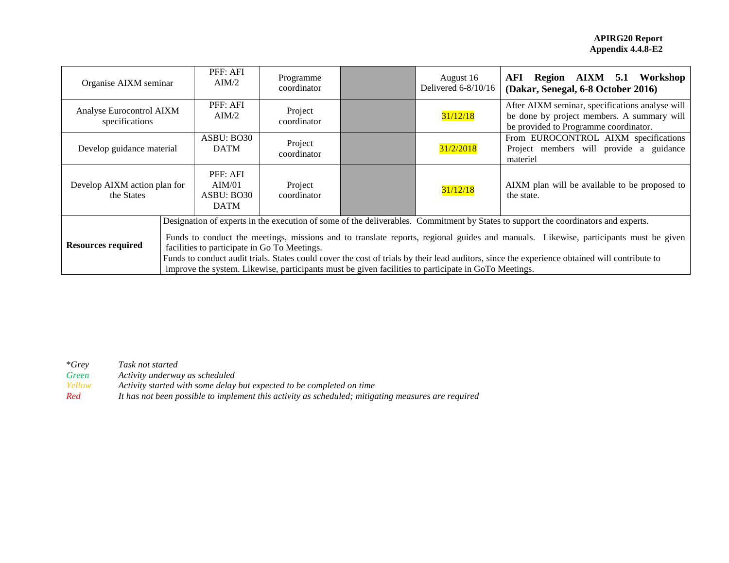| | | | | | |
|---|---|---|---|---|---|
| Organise AIXM seminar | PFF: AFI AIM/2 | Programme coordinator | | August 16 Delivered 6-8/10/16 | **AFI Region AIXM 5.1 Workshop (Dakar, Senegal, 6-8 October 2016)** |
| Analyse Eurocontrol AIXM specifications | PFF: AFI AIM/2 | Project coordinator | | 31/12/18 | After AIXM seminar, specifications analyse will be done by project members. A summary will be provided to Programme coordinator. |
| Develop guidance material | ASBU: BO30 DATM | Project coordinator | | 31/2/2018 | From EUROCONTROL AIXM specifications Project members will provide a guidance materiel |
| Develop AIXM action plan for the States | PFF: AFI AIM/01 ASBU: BO30 DATM | Project coordinator | | 31/12/18 | AIXM plan will be available to be proposed to the state. |
| **Resources required** | Designation of experts in the execution of some of the deliverables. Commitment by States to support the coordinators and experts. Funds to conduct the meetings, missions and to translate reports, regional guides and manuals. Likewise, participants must be given facilities to participate in Go To Meetings. Funds to conduct audit trials. States could cover the cost of trials by their lead auditors, since the experience obtained will contribute to improve the system. Likewise, participants must be given facilities to participate in GoTo Meetings. | | | | |

*\*Grey* *Task not started*
*Green* *Activity underway as scheduled*
*Yellow* *Activity started with some delay but expected to be completed on time*
*Red* *It has not been possible to implement this activity as scheduled; mitigating measures are required*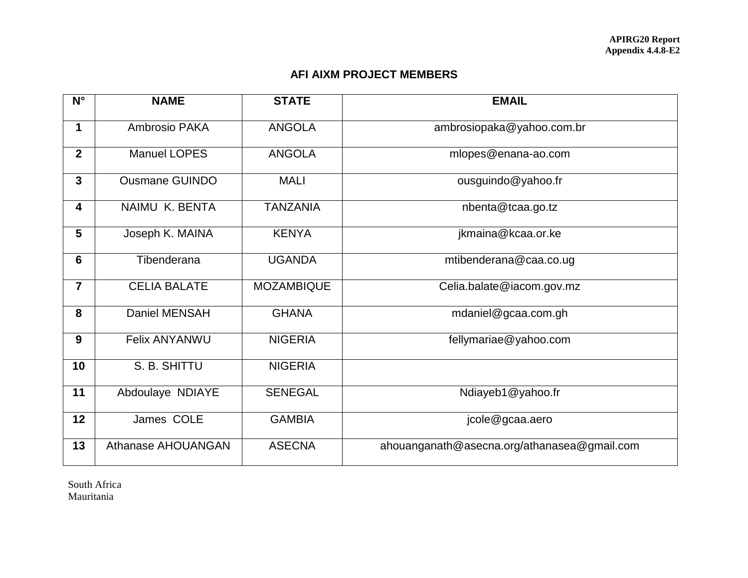APIRG20 Report
Appendix 4.4.8-E2

## AFI AIXM PROJECT MEMBERS

| N° | NAME | STATE | EMAIL |
|---|---|---|---|
| 1 | Ambrosio PAKA | ANGOLA | ambrosiopaka@yahoo.com.br |
| 2 | Manuel LOPES | ANGOLA | mlopes@enana-ao.com |
| 3 | Ousmane GUINDO | MALI | ousguindo@yahoo.fr |
| 4 | NAIMU K. BENTA | TANZANIA | nbenta@tcaa.go.tz |
| 5 | Joseph K. MAINA | KENYA | jkmaina@kcaa.or.ke |
| 6 | Tibenderana | UGANDA | mtibenderana@caa.co.ug |
| 7 | CELIA BALATE | MOZAMBIQUE | Celia.balate@iacom.gov.mz |
| 8 | Daniel MENSAH | GHANA | mdaniel@gcaa.com.gh |
| 9 | Felix ANYANWU | NIGERIA | fellymariae@yahoo.com |
| 10 | S. B. SHITTU | NIGERIA | |
| 11 | Abdoulaye NDIAYE | SENEGAL | Ndiayeb1@yahoo.fr |
| 12 | James COLE | GAMBIA | jcole@gcaa.aero |
| 13 | Athanase AHOUANGAN | ASECNA | ahouanganath@asecna.org/athanasea@gmail.com |

South Africa
Mauritania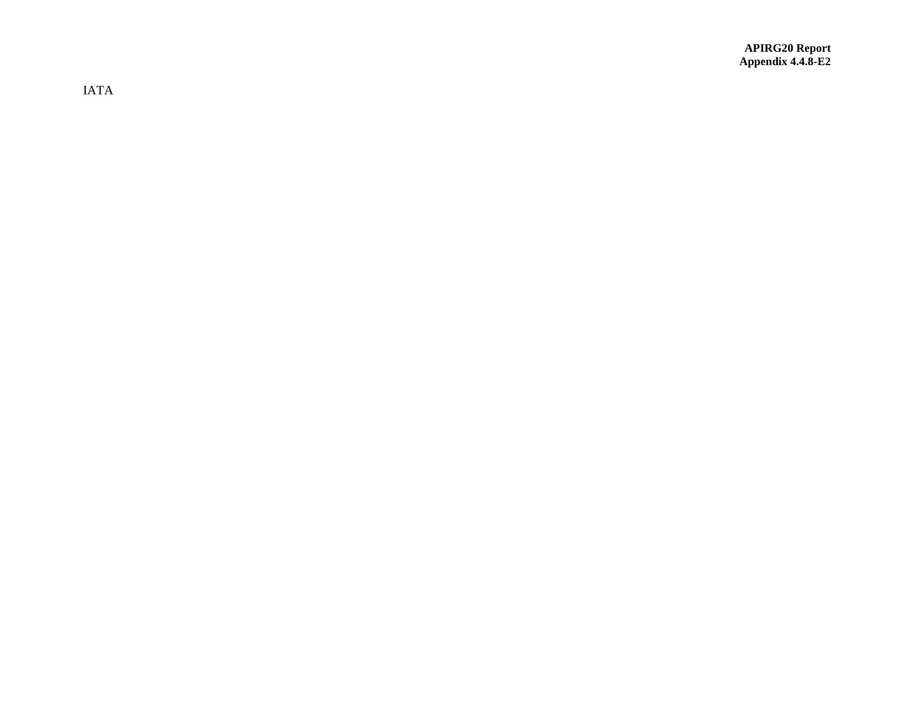IATA